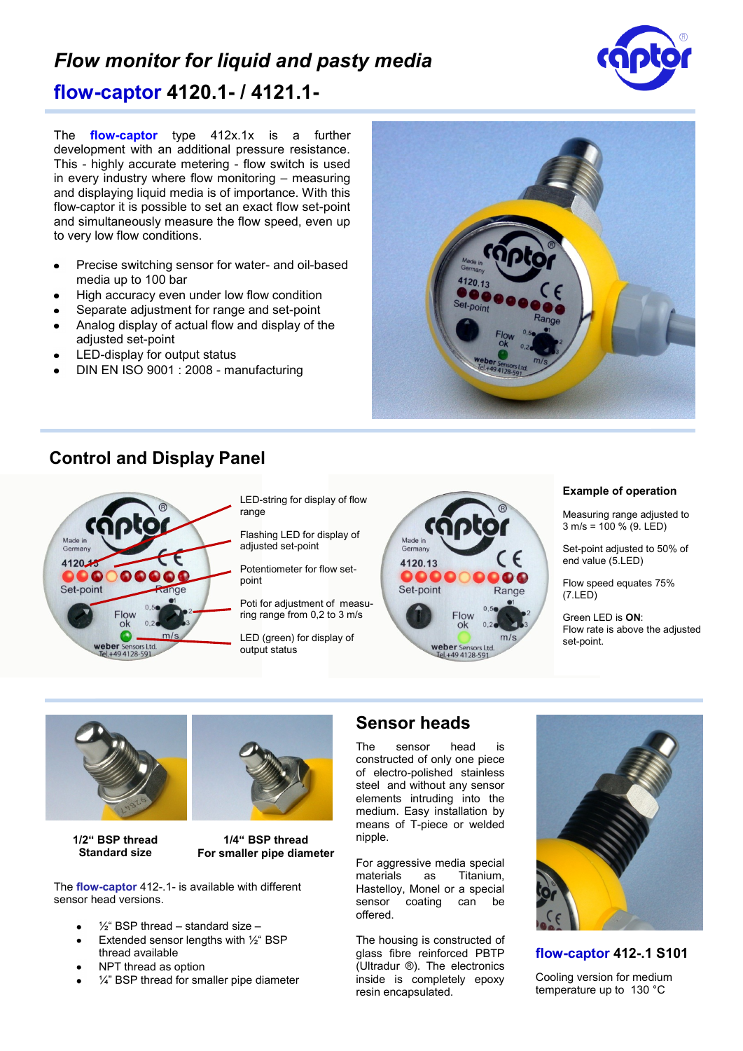# *Flow monitor for liquid and pasty media*

## flow-captor 4120.1- / 4121.1-

The **flow-captor** type 412x.1x is a further development with an additional pressure resistance. This - highly accurate metering - flow switch is used in every industry where flow monitoring – measuring and displaying liquid media is of importance. With this flow-captor it is possible to set an exact flow set-point and simultaneously measure the flow speed, even up to very low flow conditions.

- Precise switching sensor for water- and oil-based media up to 100 bar
- High accuracy even under low flow condition
- Separate adjustment for range and set-point
- Analog display of actual flow and display of the adjusted set-point
- LED-display for output status
- DIN EN ISO 9001 : 2008 - manufacturing

## Control and Display Panel

LED-string for display of flow range

Flashing LED for display of adjusted set-point

Potentiometer for flow set-point

Poti for adjustment of measuring range from 0,2 to 3 m/s

LED (green) for display of output status

**Example of operation**

Measuring range adjusted to 3 m/s = 100 % (9. LED)

Set-point adjusted to 50% of end value (5.LED)

Flow speed equates 75% (7.LED)

Green LED is **ON**:
Flow rate is above the adjusted set-point.

**1/2“ BSP thread**
**Standard size**

**1/4“ BSP thread**
**For smaller pipe diameter**

The **flow-captor** 412-.1- is available with different sensor head versions.

- ½“ BSP thread – standard size –
- Extended sensor lengths with ½“ BSP thread available
- NPT thread as option
- ¼” BSP thread for smaller pipe diameter

## Sensor heads

The sensor head is constructed of only one piece of electro-polished stainless steel and without any sensor elements intruding into the medium. Easy installation by means of T-piece or welded nipple.

For aggressive media special materials as Titanium, Hastelloy, Monel or a special sensor coating can be offered.

The housing is constructed of glass fibre reinforced PBTP (Ultradur ®). The electronics inside is completely epoxy resin encapsulated.

**flow-captor 412-.1 S101**

Cooling version for medium temperature up to 130 °C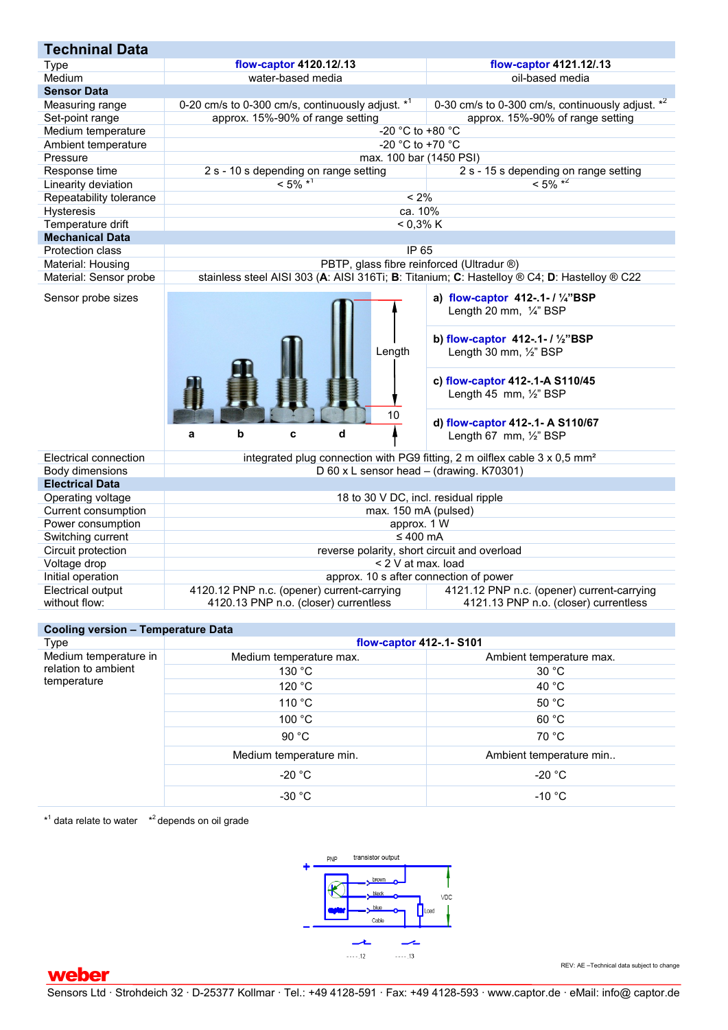## Techninal Data

| | | |
|---|---|---|
| Type | flow-captor 4120.12/.13 | flow-captor 4121.12/.13 |
| Medium | water-based media | oil-based media |
| **Sensor Data** | | |
| Measuring range | 0-20 cm/s to 0-300 cm/s, continuously adjust. *[1] | 0-30 cm/s to 0-300 cm/s, continuously adjust. *[2] |
| Set-point range | approx. 15%-90% of range setting | approx. 15%-90% of range setting |
| Medium temperature | -20 °C to +80 °C | |
| Ambient temperature | -20 °C to +70 °C | |
| Pressure | max. 100 bar (1450 PSI) | |
| Response time | 2 s - 10 s depending on range setting | 2 s - 15 s depending on range setting |
| Linearity deviation | < 5% *[1] | < 5% *[2] |
| Repeatability tolerance | < 2% | |
| Hysteresis | ca. 10% | |
| Temperature drift | < 0,3% K | |
| **Mechanical Data** | | |
| Protection class | IP 65 | |
| Material: Housing | PBTP, glass fibre reinforced (Ultradur ®) | |
| Material: Sensor probe | stainless steel AISI 303 (**A**: AISI 316Ti; **B**: Titanium; **C**: Hastelloy ® C4; **D**: Hastelloy ® C22 | |
| Sensor probe sizes | Length; 10; a; b; c; d | a) flow-captor 412-.1- / ¼"BSP Length 20 mm, ¼" BSP<br>b) flow-captor 412-.1- / ½"BSP Length 30 mm, ½" BSP<br>c) flow-captor 412-.1-A S110/45 Length 45 mm, ½" BSP<br>d) flow-captor 412-.1- A S110/67 Length 67 mm, ½" BSP |
| Electrical connection | integrated plug connection with PG9 fitting, 2 m oilflex cable 3 x 0,5 mm² | |
| Body dimensions | D 60 x L sensor head – (drawing. K70301) | |
| **Electrical Data** | | |
| Operating voltage | 18 to 30 V DC, incl. residual ripple | |
| Current consumption | max. 150 mA (pulsed) | |
| Power consumption | approx. 1 W | |
| Switching current | ≤ 400 mA | |
| Circuit protection | reverse polarity, short circuit and overload | |
| Voltage drop | < 2 V at max. load | |
| Initial operation | approx. 10 s after connection of power | |
| Electrical output without flow: | 4120.12 PNP n.c. (opener) current-carrying<br>4120.13 PNP n.o. (closer) currentless | 4121.12 PNP n.c. (opener) current-carrying<br>4121.13 PNP n.o. (closer) currentless |

| | | |
|---|---|---|
| **Cooling version – Temperature Data** | | |
| Type | flow-captor 412-.1- S101 | |
| Medium temperature in relation to ambient temperature | Medium temperature max. | Ambient temperature max. |
| | 130 °C | 30 °C |
| | 120 °C | 40 °C |
| | 110 °C | 50 °C |
| | 100 °C | 60 °C |
| | 90 °C | 70 °C |
| | Medium temperature min. | Ambient temperature min.. |
| | -20 °C | -20 °C |
| | -30 °C | -10 °C |

*[1] data relate to water *[2] depends on oil grade

PNP transistor output
+
brown
black
blue
Cable
Load
VDC
–
----.12 ----.13

REV: AE –Technical data subject to change

weber Sensors Ltd · Strohdeich 32 · D-25377 Kollmar · Tel.: +49 4128-591 · Fax: +49 4128-593 · www.captor.de · eMail: info@ captor.de